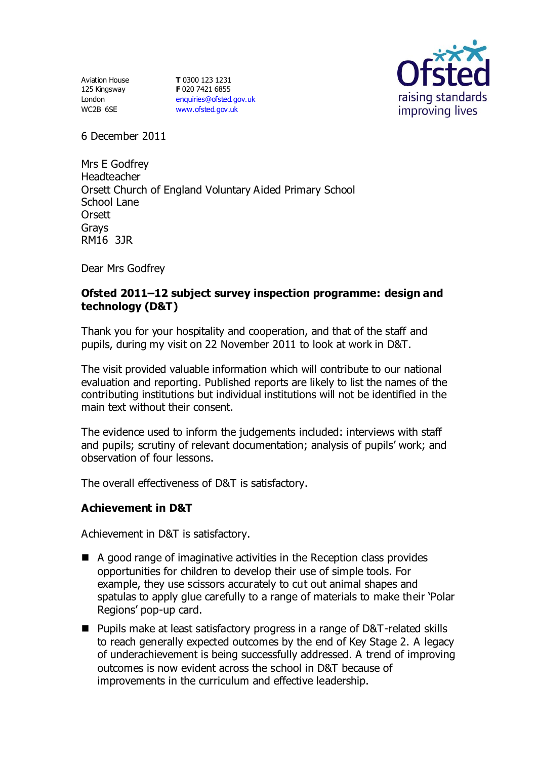Aviation House
125 Kingsway
London
WC2B 6SE

**T** 0300 123 1231
**F** 020 7421 6855
enquiries@ofsted.gov.uk
www.ofsted.gov.uk

Ofsted
raising standards
improving lives

6 December 2011

Mrs E Godfrey
Headteacher
Orsett Church of England Voluntary Aided Primary School
School Lane
Orsett
Grays
RM16 3JR

Dear Mrs Godfrey

**Ofsted 2011–12 subject survey inspection programme: design and technology (D&T)**

Thank you for your hospitality and cooperation, and that of the staff and pupils, during my visit on 22 November 2011 to look at work in D&T.

The visit provided valuable information which will contribute to our national evaluation and reporting. Published reports are likely to list the names of the contributing institutions but individual institutions will not be identified in the main text without their consent.

The evidence used to inform the judgements included: interviews with staff and pupils; scrutiny of relevant documentation; analysis of pupils' work; and observation of four lessons.

The overall effectiveness of D&T is satisfactory.

## Achievement in D&T

Achievement in D&T is satisfactory.

- A good range of imaginative activities in the Reception class provides opportunities for children to develop their use of simple tools. For example, they use scissors accurately to cut out animal shapes and spatulas to apply glue carefully to a range of materials to make their 'Polar Regions' pop-up card.
- Pupils make at least satisfactory progress in a range of D&T-related skills to reach generally expected outcomes by the end of Key Stage 2. A legacy of underachievement is being successfully addressed. A trend of improving outcomes is now evident across the school in D&T because of improvements in the curriculum and effective leadership.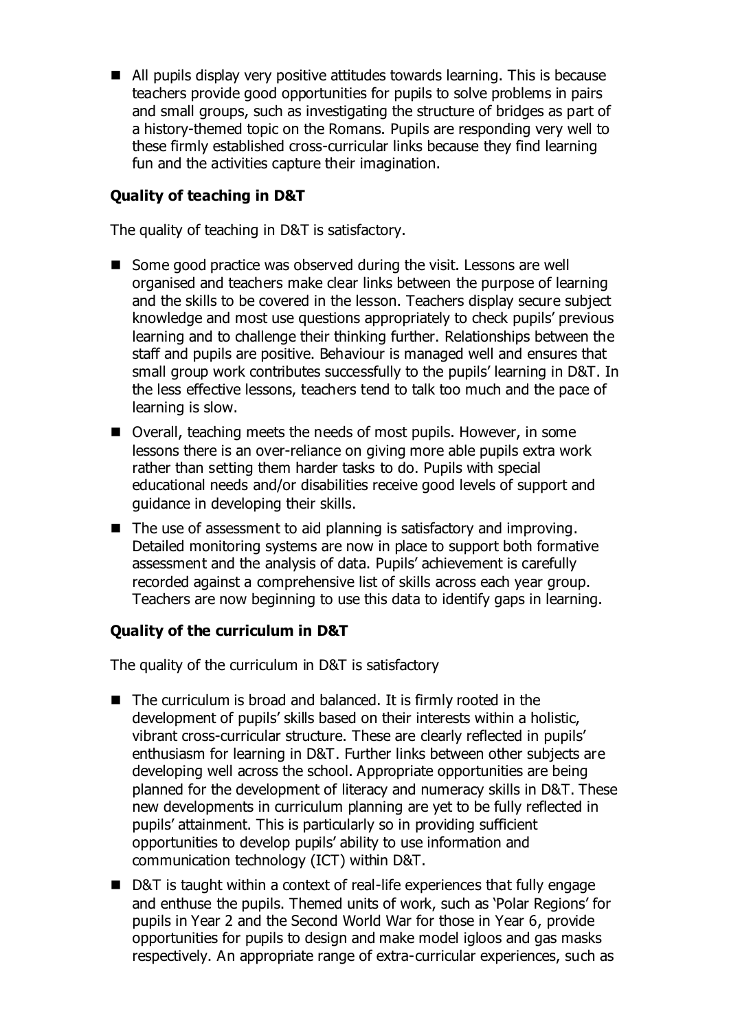- All pupils display very positive attitudes towards learning. This is because teachers provide good opportunities for pupils to solve problems in pairs and small groups, such as investigating the structure of bridges as part of a history-themed topic on the Romans. Pupils are responding very well to these firmly established cross-curricular links because they find learning fun and the activities capture their imagination.

### Quality of teaching in D&T

The quality of teaching in D&T is satisfactory.

- Some good practice was observed during the visit. Lessons are well organised and teachers make clear links between the purpose of learning and the skills to be covered in the lesson. Teachers display secure subject knowledge and most use questions appropriately to check pupils' previous learning and to challenge their thinking further. Relationships between the staff and pupils are positive. Behaviour is managed well and ensures that small group work contributes successfully to the pupils' learning in D&T. In the less effective lessons, teachers tend to talk too much and the pace of learning is slow.
- Overall, teaching meets the needs of most pupils. However, in some lessons there is an over-reliance on giving more able pupils extra work rather than setting them harder tasks to do. Pupils with special educational needs and/or disabilities receive good levels of support and guidance in developing their skills.
- The use of assessment to aid planning is satisfactory and improving. Detailed monitoring systems are now in place to support both formative assessment and the analysis of data. Pupils' achievement is carefully recorded against a comprehensive list of skills across each year group. Teachers are now beginning to use this data to identify gaps in learning.

### Quality of the curriculum in D&T

The quality of the curriculum in D&T is satisfactory

- The curriculum is broad and balanced. It is firmly rooted in the development of pupils' skills based on their interests within a holistic, vibrant cross-curricular structure. These are clearly reflected in pupils' enthusiasm for learning in D&T. Further links between other subjects are developing well across the school. Appropriate opportunities are being planned for the development of literacy and numeracy skills in D&T. These new developments in curriculum planning are yet to be fully reflected in pupils' attainment. This is particularly so in providing sufficient opportunities to develop pupils' ability to use information and communication technology (ICT) within D&T.
- D&T is taught within a context of real-life experiences that fully engage and enthuse the pupils. Themed units of work, such as 'Polar Regions' for pupils in Year 2 and the Second World War for those in Year 6, provide opportunities for pupils to design and make model igloos and gas masks respectively. An appropriate range of extra-curricular experiences, such as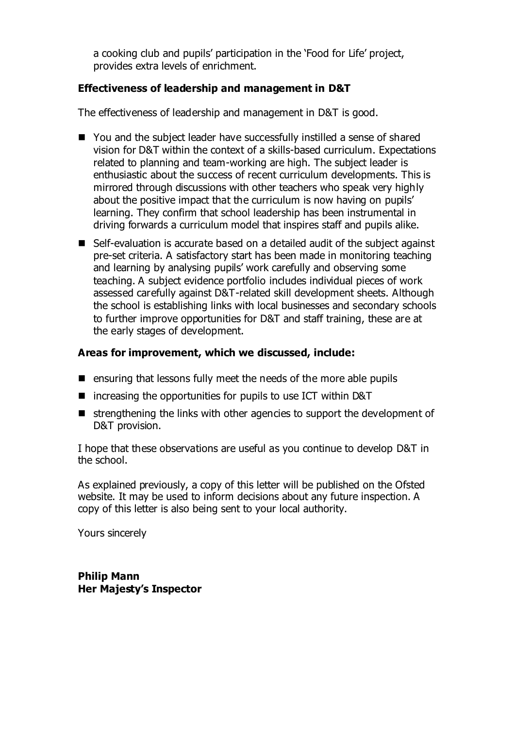a cooking club and pupils' participation in the 'Food for Life' project, provides extra levels of enrichment.

**Effectiveness of leadership and management in D&T**

The effectiveness of leadership and management in D&T is good.

- You and the subject leader have successfully instilled a sense of shared vision for D&T within the context of a skills-based curriculum. Expectations related to planning and team-working are high. The subject leader is enthusiastic about the success of recent curriculum developments. This is mirrored through discussions with other teachers who speak very highly about the positive impact that the curriculum is now having on pupils' learning. They confirm that school leadership has been instrumental in driving forwards a curriculum model that inspires staff and pupils alike.
- Self-evaluation is accurate based on a detailed audit of the subject against pre-set criteria. A satisfactory start has been made in monitoring teaching and learning by analysing pupils' work carefully and observing some teaching. A subject evidence portfolio includes individual pieces of work assessed carefully against D&T-related skill development sheets. Although the school is establishing links with local businesses and secondary schools to further improve opportunities for D&T and staff training, these are at the early stages of development.

**Areas for improvement, which we discussed, include:**

- ensuring that lessons fully meet the needs of the more able pupils
- increasing the opportunities for pupils to use ICT within D&T
- strengthening the links with other agencies to support the development of D&T provision.

I hope that these observations are useful as you continue to develop D&T in the school.

As explained previously, a copy of this letter will be published on the Ofsted website. It may be used to inform decisions about any future inspection. A copy of this letter is also being sent to your local authority.

Yours sincerely

**Philip Mann**
**Her Majesty's Inspector**